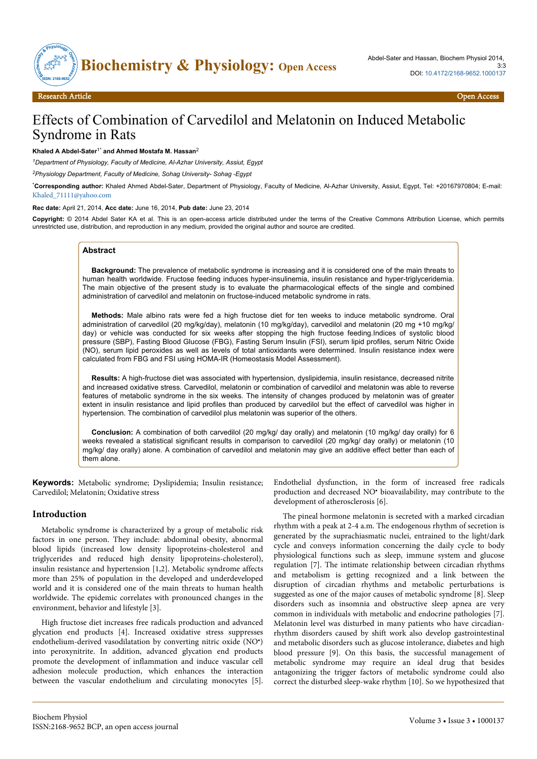Research Article | Open Access

# Effects of Combination of Carvedilol and Melatonin on Induced Metabolic Syndrome in Rats

**Khaled A Abdel-Sater[1*] and Ahmed Mostafa M. Hassan[2]**

[1]*Department of Physiology, Faculty of Medicine, Al-Azhar University, Assiut, Egypt*

[2]*Physiology Department, Faculty of Medicine, Sohag University- Sohag -Egypt*

[*]**Corresponding author:** Khaled Ahmed Abdel-Sater, Department of Physiology, Faculty of Medicine, Al-Azhar University, Assiut, Egypt, Tel: +20167970804; E-mail: Khaled_71111@yahoo.com

**Rec date:** April 21, 2014, **Acc date:** June 16, 2014, **Pub date:** June 23, 2014

**Copyright:** © 2014 Abdel Sater KA et al. This is an open-access article distributed under the terms of the Creative Commons Attribution License, which permits unrestricted use, distribution, and reproduction in any medium, provided the original author and source are credited.

## Abstract

**Background:** The prevalence of metabolic syndrome is increasing and it is considered one of the main threats to human health worldwide. Fructose feeding induces hyper-insulinemia, insulin resistance and hyper-triglyceridemia. The main objective of the present study is to evaluate the pharmacological effects of the single and combined administration of carvedilol and melatonin on fructose-induced metabolic syndrome in rats.

**Methods:** Male albino rats were fed a high fructose diet for ten weeks to induce metabolic syndrome. Oral administration of carvedilol (20 mg/kg/day), melatonin (10 mg/kg/day), carvedilol and melatonin (20 mg +10 mg/kg/ day) or vehicle was conducted for six weeks after stopping the high fructose feeding.Indices of systolic blood pressure (SBP), Fasting Blood Glucose (FBG), Fasting Serum Insulin (FSI), serum lipid profiles, serum Nitric Oxide (NO), serum lipid peroxides as well as levels of total antioxidants were determined. Insulin resistance index were calculated from FBG and FSI using HOMA-IR (Homeostasis Model Assessment).

**Results:** A high-fructose diet was associated with hypertension, dyslipidemia, insulin resistance, decreased nitrite and increased oxidative stress. Carvedilol, melatonin or combination of carvedilol and melatonin was able to reverse features of metabolic syndrome in the six weeks. The intensity of changes produced by melatonin was of greater extent in insulin resistance and lipid profiles than produced by carvedilol but the effect of carvedilol was higher in hypertension. The combination of carvedilol plus melatonin was superior of the others.

**Conclusion:** A combination of both carvedilol (20 mg/kg/ day orally) and melatonin (10 mg/kg/ day orally) for 6 weeks revealed a statistical significant results in comparison to carvedilol (20 mg/kg/ day orally) or melatonin (10 mg/kg/ day orally) alone. A combination of carvedilol and melatonin may give an additive effect better than each of them alone.

**Keywords:** Metabolic syndrome; Dyslipidemia; Insulin resistance; Carvedilol; Melatonin; Oxidative stress

## Introduction

Metabolic syndrome is characterized by a group of metabolic risk factors in one person. They include: abdominal obesity, abnormal blood lipids (increased low density lipoproteins-cholesterol and triglycerides and reduced high density lipoproteins-cholesterol), insulin resistance and hypertension [1,2]. Metabolic syndrome affects more than 25% of population in the developed and underdeveloped world and it is considered one of the main threats to human health worldwide. The epidemic correlates with pronounced changes in the environment, behavior and lifestyle [3].

High fructose diet increases free radicals production and advanced glycation end products [4]. Increased oxidative stress suppresses endothelium-derived vasodilatation by converting nitric oxide (NO•) into peroxynitrite. In addition, advanced glycation end products promote the development of inflammation and induce vascular cell adhesion molecule production, which enhances the interaction between the vascular endothelium and circulating monocytes [5]. Endothelial dysfunction, in the form of increased free radicals production and decreased NO• bioavailability, may contribute to the development of atherosclerosis [6].

The pineal hormone melatonin is secreted with a marked circadian rhythm with a peak at 2-4 a.m. The endogenous rhythm of secretion is generated by the suprachiasmatic nuclei, entrained to the light/dark cycle and conveys information concerning the daily cycle to body physiological functions such as sleep, immune system and glucose regulation [7]. The intimate relationship between circadian rhythms and metabolism is getting recognized and a link between the disruption of circadian rhythms and metabolic perturbations is suggested as one of the major causes of metabolic syndrome [8]. Sleep disorders such as insomnia and obstructive sleep apnea are very common in individuals with metabolic and endocrine pathologies [7]. Melatonin level was disturbed in many patients who have circadian-rhythm disorders caused by shift work also develop gastrointestinal and metabolic disorders such as glucose intolerance, diabetes and high blood pressure [9]. On this basis, the successful management of metabolic syndrome may require an ideal drug that besides antagonizing the trigger factors of metabolic syndrome could also correct the disturbed sleep-wake rhythm [10]. So we hypothesized that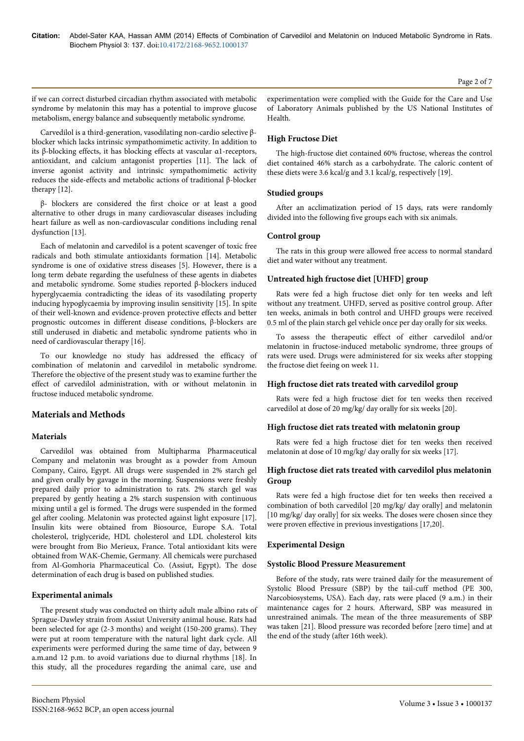if we can correct disturbed circadian rhythm associated with metabolic syndrome by melatonin this may has a potential to improve glucose metabolism, energy balance and subsequently metabolic syndrome.

Carvedilol is a third-generation, vasodilating non-cardio selective β-blocker which lacks intrinsic sympathomimetic activity. In addition to its β-blocking effects, it has blocking effects at vascular α1-receptors, antioxidant, and calcium antagonist properties [11]. The lack of inverse agonist activity and intrinsic sympathomimetic activity reduces the side-effects and metabolic actions of traditional β-blocker therapy [12].

β- blockers are considered the first choice or at least a good alternative to other drugs in many cardiovascular diseases including heart failure as well as non-cardiovascular conditions including renal dysfunction [13].

Each of melatonin and carvedilol is a potent scavenger of toxic free radicals and both stimulate antioxidants formation [14]. Metabolic syndrome is one of oxidative stress diseases [5]. However, there is a long term debate regarding the usefulness of these agents in diabetes and metabolic syndrome. Some studies reported β-blockers induced hyperglycaemia contradicting the ideas of its vasodilating property inducing hypoglycaemia by improving insulin sensitivity [15]. In spite of their well-known and evidence-proven protective effects and better prognostic outcomes in different disease conditions, β-blockers are still underused in diabetic and metabolic syndrome patients who in need of cardiovascular therapy [16].

To our knowledge no study has addressed the efficacy of combination of melatonin and carvedilol in metabolic syndrome. Therefore the objective of the present study was to examine further the effect of carvedilol administration, with or without melatonin in fructose induced metabolic syndrome.

## Materials and Methods

### Materials

Carvedilol was obtained from Multipharma Pharmaceutical Company and melatonin was brought as a powder from Amoun Company, Cairo, Egypt. All drugs were suspended in 2% starch gel and given orally by gavage in the morning. Suspensions were freshly prepared daily prior to administration to rats. 2% starch gel was prepared by gently heating a 2% starch suspension with continuous mixing until a gel is formed. The drugs were suspended in the formed gel after cooling. Melatonin was protected against light exposure [17]. Insulin kits were obtained from Biosource, Europe S.A. Total cholesterol, triglyceride, HDL cholesterol and LDL cholesterol kits were brought from Bio Merieux, France. Total antioxidant kits were obtained from WAK-Chemie, Germany. All chemicals were purchased from Al-Gomhoria Pharmaceutical Co. (Assiut, Egypt). The dose determination of each drug is based on published studies.

### Experimental animals

The present study was conducted on thirty adult male albino rats of Sprague-Dawley strain from Assiut University animal house. Rats had been selected for age (2-3 months) and weight (150-200 grams). They were put at room temperature with the natural light dark cycle. All experiments were performed during the same time of day, between 9 a.m.and 12 p.m. to avoid variations due to diurnal rhythms [18]. In this study, all the procedures regarding the animal care, use and experimentation were complied with the Guide for the Care and Use of Laboratory Animals published by the US National Institutes of Health.

### High Fructose Diet

The high-fructose diet contained 60% fructose, whereas the control diet contained 46% starch as a carbohydrate. The caloric content of these diets were 3.6 kcal/g and 3.1 kcal/g, respectively [19].

### Studied groups

After an acclimatization period of 15 days, rats were randomly divided into the following five groups each with six animals.

### Control group

The rats in this group were allowed free access to normal standard diet and water without any treatment.

### Untreated high fructose diet [UHFD] group

Rats were fed a high fructose diet only for ten weeks and left without any treatment. UHFD, served as positive control group. After ten weeks, animals in both control and UHFD groups were received 0.5 ml of the plain starch gel vehicle once per day orally for six weeks.

To assess the therapeutic effect of either carvedilol and/or melatonin in fructose-induced metabolic syndrome, three groups of rats were used. Drugs were administered for six weeks after stopping the fructose diet feeing on week 11.

### High fructose diet rats treated with carvedilol group

Rats were fed a high fructose diet for ten weeks then received carvedilol at dose of 20 mg/kg/ day orally for six weeks [20].

### High fructose diet rats treated with melatonin group

Rats were fed a high fructose diet for ten weeks then received melatonin at dose of 10 mg/kg/ day orally for six weeks [17].

### High fructose diet rats treated with carvedilol plus melatonin Group

Rats were fed a high fructose diet for ten weeks then received a combination of both carvedilol [20 mg/kg/ day orally] and melatonin [10 mg/kg/ day orally] for six weeks. The doses were chosen since they were proven effective in previous investigations [17,20].

### Experimental Design

### Systolic Blood Pressure Measurement

Before of the study, rats were trained daily for the measurement of Systolic Blood Pressure (SBP) by the tail-cuff method (PE 300, Narcobiosystems, USA). Each day, rats were placed (9 a.m.) in their maintenance cages for 2 hours. Afterward, SBP was measured in unrestrained animals. The mean of the three measurements of SBP was taken [21]. Blood pressure was recorded before [zero time] and at the end of the study (after 16th week).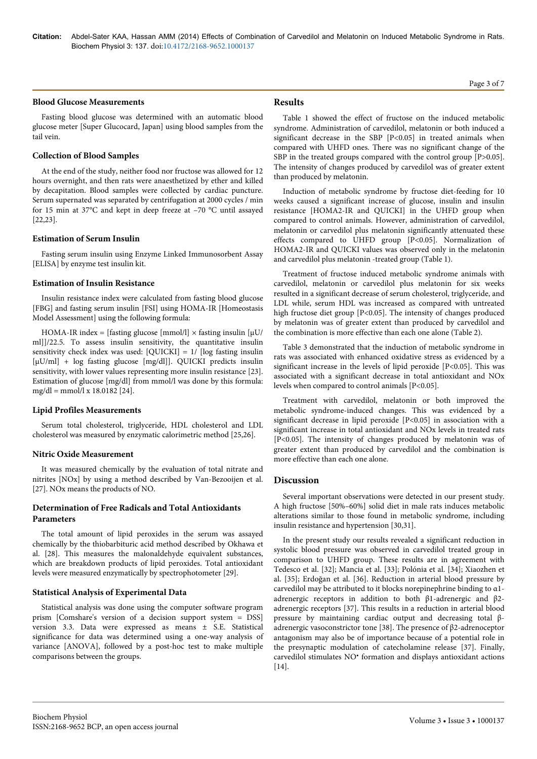### Blood Glucose Measurements

Fasting blood glucose was determined with an automatic blood glucose meter [Super Glucocard, Japan] using blood samples from the tail vein.

### Collection of Blood Samples

At the end of the study, neither food nor fructose was allowed for 12 hours overnight, and then rats were anaesthetized by ether and killed by decapitation. Blood samples were collected by cardiac puncture. Serum supernated was separated by centrifugation at 2000 cycles / min for 15 min at 37°C and kept in deep freeze at −70 °C until assayed [22,23].

### Estimation of Serum Insulin

Fasting serum insulin using Enzyme Linked Immunosorbent Assay [ELISA] by enzyme test insulin kit.

### Estimation of Insulin Resistance

Insulin resistance index were calculated from fasting blood glucose [FBG] and fasting serum insulin [FSI] using HOMA-IR [Homeostasis Model Assessment] using the following formula:

HOMA-IR index = [fasting glucose [mmol/l] × fasting insulin [μU/ml]]/22.5. To assess insulin sensitivity, the quantitative insulin sensitivity check index was used: [QUICKI] = 1/ [log fasting insulin [μU/ml] + log fasting glucose [mg/dl]]. QUICKI predicts insulin sensitivity, with lower values representing more insulin resistance [23]. Estimation of glucose [mg/dl] from mmol/l was done by this formula: mg/dl = mmol/l x 18.0182 [24].

### Lipid Profiles Measurements

Serum total cholesterol, triglyceride, HDL cholesterol and LDL cholesterol was measured by enzymatic calorimetric method [25,26].

### Nitric Oxide Measurement

It was measured chemically by the evaluation of total nitrate and nitrites [NOx] by using a method described by Van-Bezooijen et al. [27]. NOx means the products of NO.

### Determination of Free Radicals and Total Antioxidants Parameters

The total amount of lipid peroxides in the serum was assayed chemically by the thiobarbituric acid method described by Okhawa et al. [28]. This measures the malonaldehyde equivalent substances, which are breakdown products of lipid peroxides. Total antioxidant levels were measured enzymatically by spectrophotometer [29].

### Statistical Analysis of Experimental Data

Statistical analysis was done using the computer software program prism [Comshare's version of a decision support system = DSS] version 3.3. Data were expressed as means ± S.E. Statistical significance for data was determined using a one-way analysis of variance [ANOVA], followed by a post-hoc test to make multiple comparisons between the groups.

## Results

Table 1 showed the effect of fructose on the induced metabolic syndrome. Administration of carvedilol, melatonin or both induced a significant decrease in the SBP [P<0.05] in treated animals when compared with UHFD ones. There was no significant change of the SBP in the treated groups compared with the control group [P>0.05]. The intensity of changes produced by carvedilol was of greater extent than produced by melatonin.

Induction of metabolic syndrome by fructose diet-feeding for 10 weeks caused a significant increase of glucose, insulin and insulin resistance [HOMA2-IR and QUICKI] in the UHFD group when compared to control animals. However, administration of carvedilol, melatonin or carvedilol plus melatonin significantly attenuated these effects compared to UHFD group [P<0.05]. Normalization of HOMA2-IR and QUICKI values was observed only in the melatonin and carvedilol plus melatonin -treated group (Table 1).

Treatment of fructose induced metabolic syndrome animals with carvedilol, melatonin or carvedilol plus melatonin for six weeks resulted in a significant decrease of serum cholesterol, triglyceride, and LDL while, serum HDL was increased as compared with untreated high fructose diet group [P<0.05]. The intensity of changes produced by melatonin was of greater extent than produced by carvedilol and the combination is more effective than each one alone (Table 2).

Table 3 demonstrated that the induction of metabolic syndrome in rats was associated with enhanced oxidative stress as evidenced by a significant increase in the levels of lipid peroxide [P<0.05]. This was associated with a significant decrease in total antioxidant and NOx levels when compared to control animals [P<0.05].

Treatment with carvedilol, melatonin or both improved the metabolic syndrome-induced changes. This was evidenced by a significant decrease in lipid peroxide [P<0.05] in association with a significant increase in total antioxidant and NOx levels in treated rats [P<0.05]. The intensity of changes produced by melatonin was of greater extent than produced by carvedilol and the combination is more effective than each one alone.

## Discussion

Several important observations were detected in our present study. A high fructose [50%–60%] solid diet in male rats induces metabolic alterations similar to those found in metabolic syndrome, including insulin resistance and hypertension [30,31].

In the present study our results revealed a significant reduction in systolic blood pressure was observed in carvedilol treated group in comparison to UHFD group. These results are in agreement with Tedesco et al. [32]; Mancia et al. [33]; Polónia et al. [34]; Xiaozhen et al. [35]; Erdoğan et al. [36]. Reduction in arterial blood pressure by carvedilol may be attributed to it blocks norepinephrine binding to α1-adrenergic receptors in addition to both β1-adrenergic and β2-adrenergic receptors [37]. This results in a reduction in arterial blood pressure by maintaining cardiac output and decreasing total β-adrenergic vasoconstrictor tone [38]. The presence of β2-adrenoceptor antagonism may also be of importance because of a potential role in the presynaptic modulation of catecholamine release [37]. Finally, carvedilol stimulates NO• formation and displays antioxidant actions [14].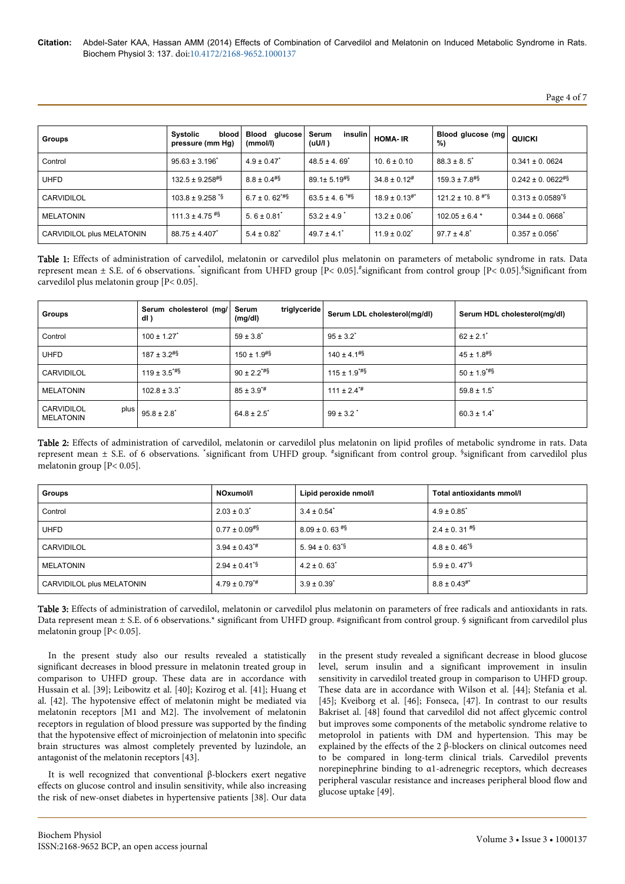| Groups | Systolic blood pressure (mm Hg) | Blood glucose (mmol/l) | Serum insulin (uU/l ) | HOMA- IR | Blood glucose (mg %) | QUICKI |
|---|---|---|---|---|---|---|
| Control | 95.63 ± 3.196* | 4.9 ± 0.47* | 48.5 ± 4. 69* | 10. 6 ± 0.10 | 88.3 ± 8. 5* | 0.341 ± 0. 0624 |
| UHFD | 132.5 ± 9.258#§ | 8.8 ± 0.4#§ | 89.1± 5.19#§ | 34.8 ± 0.12# | 159.3 ± 7.8#§ | 0.242 ± 0. 0622#§ |
| CARVIDILOL | 103.8 ± 9.258 *§ | 6.7 ± 0. 62*#§ | 63.5 ± 4. 6 *#§ | 18.9 ± 0.13#* | 121.2 ± 10. 8 #*§ | 0.313 ± 0.0589*§ |
| MELATONIN | 111.3 ± 4.75 #§ | 5. 6 ± 0.81* | 53.2 ± 4.9 * | 13.2 ± 0.06* | 102.05 ± 6.4 * | 0.344 ± 0. 0668* |
| CARVIDILOL plus MELATONIN | 88.75 ± 4.407* | 5.4 ± 0.82* | 49.7 ± 4.1* | 11.9 ± 0.02* | 97.7 ± 4.8* | 0.357 ± 0.056* |

**Table 1:** Effects of administration of carvedilol, melatonin or carvedilol plus melatonin on parameters of metabolic syndrome in rats. Data represent mean ± S.E. of 6 observations. *significant from UHFD group [P< 0.05].#significant from control group [P< 0.05].§Significant from carvedilol plus melatonin group [P< 0.05].

| Groups | Serum cholesterol (mg/dl ) | Serum triglyceride (mg/dl) | Serum LDL cholesterol(mg/dl) | Serum HDL cholesterol(mg/dl) |
|---|---|---|---|---|
| Control | 100 ± 1.27* | 59 ± 3.8* | 95 ± 3.2* | 62 ± 2.1* |
| UHFD | 187 ± 3.2#§ | 150 ± 1.9#§ | 140 ± 4.1#§ | 45 ± 1.8#§ |
| CARVIDILOL | 119 ± 3.5*#§ | 90 ± 2.2*#§ | 115 ± 1.9*#§ | 50 ± 1.9*#§ |
| MELATONIN | 102.8 ± 3.3* | 85 ± 3.9*# | 111 ± 2.4*# | 59.8 ± 1.5* |
| CARVIDILOL plus MELATONIN | 95.8 ± 2.8* | 64.8 ± 2.5* | 99 ± 3.2 * | 60.3 ± 1.4* |

**Table 2:** Effects of administration of carvedilol, melatonin or carvedilol plus melatonin on lipid profiles of metabolic syndrome in rats. Data represent mean ± S.E. of 6 observations. *significant from UHFD group. #significant from control group. §significant from carvedilol plus melatonin group [P< 0.05].

| Groups | NOxumol/l | Lipid peroxide nmol/l | Total antioxidants mmol/l |
|---|---|---|---|
| Control | 2.03 ± 0.3* | 3.4 ± 0.54* | 4.9 ± 0.85* |
| UHFD | 0.77 ± 0.09#§ | 8.09 ± 0. 63 #§ | 2.4 ± 0. 31 #§ |
| CARVIDILOL | 3.94 ± 0.43*# | 5. 94 ± 0. 63*§ | 4.8 ± 0. 46*§ |
| MELATONIN | 2.94 ± 0.41*§ | 4.2 ± 0. 63* | 5.9 ± 0. 47*§ |
| CARVIDILOL plus MELATONIN | 4.79 ± 0.79*# | 3.9 ± 0.39* | 8.8 ± 0.43#* |

**Table 3:** Effects of administration of carvedilol, melatonin or carvedilol plus melatonin on parameters of free radicals and antioxidants in rats. Data represent mean ± S.E. of 6 observations.* significant from UHFD group. #significant from control group. § significant from carvedilol plus melatonin group [P< 0.05].

In the present study also our results revealed a statistically significant decreases in blood pressure in melatonin treated group in comparison to UHFD group. These data are in accordance with Hussain et al. [39]; Leibowitz et al. [40]; Kozirog et al. [41]; Huang et al. [42]. The hypotensive effect of melatonin might be mediated via melatonin receptors [M1 and M2]. The involvement of melatonin receptors in regulation of blood pressure was supported by the finding that the hypotensive effect of microinjection of melatonin into specific brain structures was almost completely prevented by luzindole, an antagonist of the melatonin receptors [43].

It is well recognized that conventional β-blockers exert negative effects on glucose control and insulin sensitivity, while also increasing the risk of new-onset diabetes in hypertensive patients [38]. Our data in the present study revealed a significant decrease in blood glucose level, serum insulin and a significant improvement in insulin sensitivity in carvedilol treated group in comparison to UHFD group. These data are in accordance with Wilson et al. [44]; Stefania et al. [45]; Kveiborg et al. [46]; Fonseca, [47]. In contrast to our results Bakriset al. [48] found that carvedilol did not affect glycemic control but improves some components of the metabolic syndrome relative to metoprolol in patients with DM and hypertension. This may be explained by the effects of the 2 β-blockers on clinical outcomes need to be compared in long-term clinical trials. Carvedilol prevents norepinephrine binding to α1-adrenegric receptors, which decreases peripheral vascular resistance and increases peripheral blood flow and glucose uptake [49].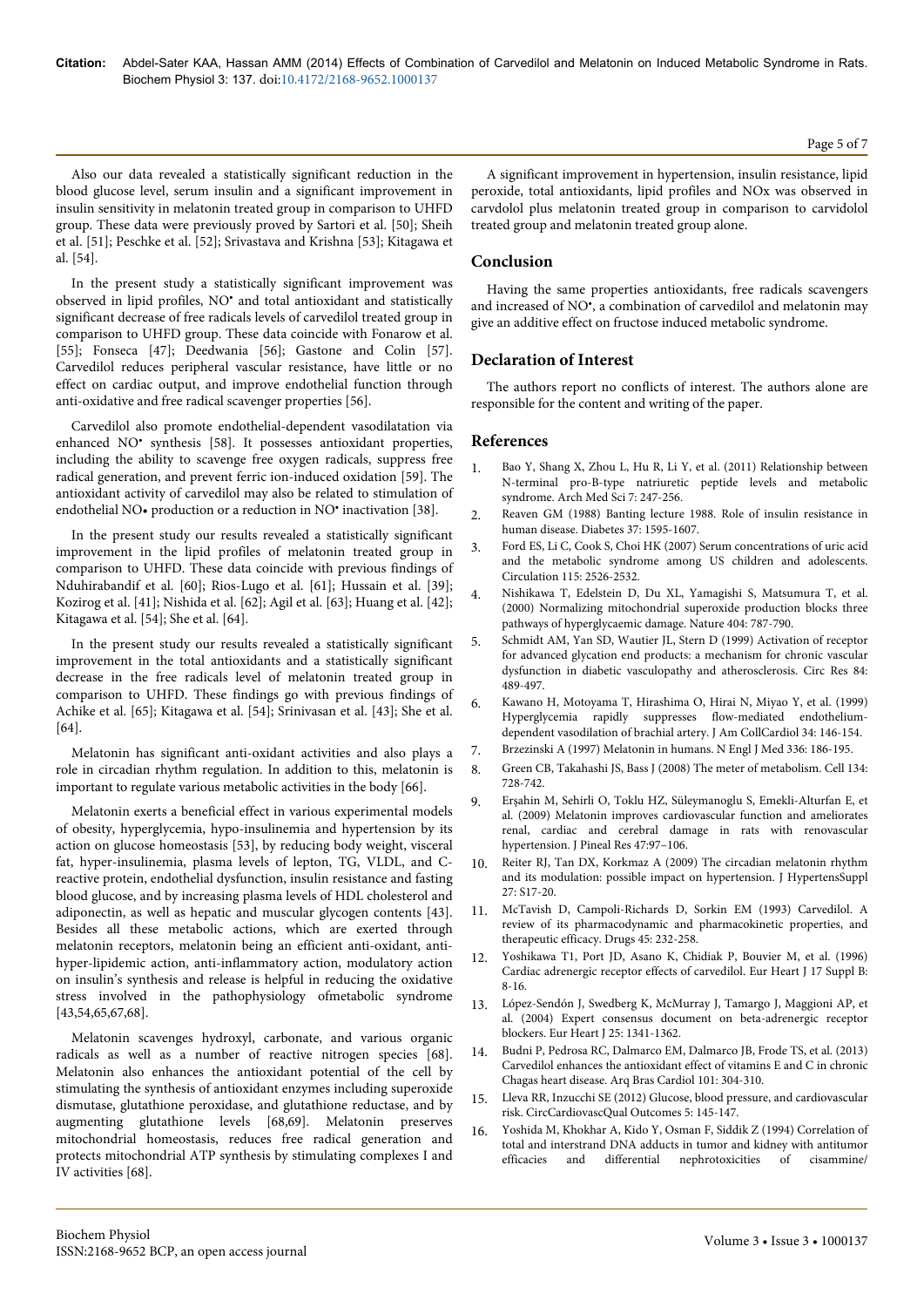Also our data revealed a statistically significant reduction in the blood glucose level, serum insulin and a significant improvement in insulin sensitivity in melatonin treated group in comparison to UHFD group. These data were previously proved by Sartori et al. [50]; Sheih et al. [51]; Peschke et al. [52]; Srivastava and Krishna [53]; Kitagawa et al. [54].

In the present study a statistically significant improvement was observed in lipid profiles, NO• and total antioxidant and statistically significant decrease of free radicals levels of carvedilol treated group in comparison to UHFD group. These data coincide with Fonarow et al. [55]; Fonseca [47]; Deedwania [56]; Gastone and Colin [57]. Carvedilol reduces peripheral vascular resistance, have little or no effect on cardiac output, and improve endothelial function through anti-oxidative and free radical scavenger properties [56].

Carvedilol also promote endothelial-dependent vasodilatation via enhanced NO• synthesis [58]. It possesses antioxidant properties, including the ability to scavenge free oxygen radicals, suppress free radical generation, and prevent ferric ion-induced oxidation [59]. The antioxidant activity of carvedilol may also be related to stimulation of endothelial NO• production or a reduction in NO• inactivation [38].

In the present study our results revealed a statistically significant improvement in the lipid profiles of melatonin treated group in comparison to UHFD. These data coincide with previous findings of Nduhirabandif et al. [60]; Rios-Lugo et al. [61]; Hussain et al. [39]; Kozirog et al. [41]; Nishida et al. [62]; Agil et al. [63]; Huang et al. [42]; Kitagawa et al. [54]; She et al. [64].

In the present study our results revealed a statistically significant improvement in the total antioxidants and a statistically significant decrease in the free radicals level of melatonin treated group in comparison to UHFD. These findings go with previous findings of Achike et al. [65]; Kitagawa et al. [54]; Srinivasan et al. [43]; She et al. [64].

Melatonin has significant anti-oxidant activities and also plays a role in circadian rhythm regulation. In addition to this, melatonin is important to regulate various metabolic activities in the body [66].

Melatonin exerts a beneficial effect in various experimental models of obesity, hyperglycemia, hypo-insulinemia and hypertension by its action on glucose homeostasis [53], by reducing body weight, visceral fat, hyper-insulinemia, plasma levels of lepton, TG, VLDL, and C-reactive protein, endothelial dysfunction, insulin resistance and fasting blood glucose, and by increasing plasma levels of HDL cholesterol and adiponectin, as well as hepatic and muscular glycogen contents [43]. Besides all these metabolic actions, which are exerted through melatonin receptors, melatonin being an efficient anti-oxidant, anti-hyper-lipidemic action, anti-inflammatory action, modulatory action on insulin's synthesis and release is helpful in reducing the oxidative stress involved in the pathophysiology ofmetabolic syndrome [43,54,65,67,68].

Melatonin scavenges hydroxyl, carbonate, and various organic radicals as well as a number of reactive nitrogen species [68]. Melatonin also enhances the antioxidant potential of the cell by stimulating the synthesis of antioxidant enzymes including superoxide dismutase, glutathione peroxidase, and glutathione reductase, and by augmenting glutathione levels [68,69]. Melatonin preserves mitochondrial homeostasis, reduces free radical generation and protects mitochondrial ATP synthesis by stimulating complexes I and IV activities [68].

A significant improvement in hypertension, insulin resistance, lipid peroxide, total antioxidants, lipid profiles and NOx was observed in carvdolol plus melatonin treated group in comparison to carvidolol treated group and melatonin treated group alone.

## Conclusion

Having the same properties antioxidants, free radicals scavengers and increased of NO•, a combination of carvedilol and melatonin may give an additive effect on fructose induced metabolic syndrome.

## Declaration of Interest

The authors report no conflicts of interest. The authors alone are responsible for the content and writing of the paper.

## References

1. Bao Y, Shang X, Zhou L, Hu R, Li Y, et al. (2011) Relationship between N-terminal pro-B-type natriuretic peptide levels and metabolic syndrome. Arch Med Sci 7: 247-256.
2. Reaven GM (1988) Banting lecture 1988. Role of insulin resistance in human disease. Diabetes 37: 1595-1607.
3. Ford ES, Li C, Cook S, Choi HK (2007) Serum concentrations of uric acid and the metabolic syndrome among US children and adolescents. Circulation 115: 2526-2532.
4. Nishikawa T, Edelstein D, Du XL, Yamagishi S, Matsumura T, et al. (2000) Normalizing mitochondrial superoxide production blocks three pathways of hyperglycaemic damage. Nature 404: 787-790.
5. Schmidt AM, Yan SD, Wautier JL, Stern D (1999) Activation of receptor for advanced glycation end products: a mechanism for chronic vascular dysfunction in diabetic vasculopathy and atherosclerosis. Circ Res 84: 489-497.
6. Kawano H, Motoyama T, Hirashima O, Hirai N, Miyao Y, et al. (1999) Hyperglycemia rapidly suppresses flow-mediated endothelium-dependent vasodilation of brachial artery. J Am CollCardiol 34: 146-154.
7. Brzezinski A (1997) Melatonin in humans. N Engl J Med 336: 186-195.
8. Green CB, Takahashi JS, Bass J (2008) The meter of metabolism. Cell 134: 728-742.
9. Erşahin M, Sehirli O, Toklu HZ, Süleymanoglu S, Emekli-Alturfan E, et al. (2009) Melatonin improves cardiovascular function and ameliorates renal, cardiac and cerebral damage in rats with renovascular hypertension. J Pineal Res 47:97–106.
10. Reiter RJ, Tan DX, Korkmaz A (2009) The circadian melatonin rhythm and its modulation: possible impact on hypertension. J HypertensSuppl 27: S17-20.
11. McTavish D, Campoli-Richards D, Sorkin EM (1993) Carvedilol. A review of its pharmacodynamic and pharmacokinetic properties, and therapeutic efficacy. Drugs 45: 232-258.
12. Yoshikawa T1, Port JD, Asano K, Chidiak P, Bouvier M, et al. (1996) Cardiac adrenergic receptor effects of carvedilol. Eur Heart J 17 Suppl B: 8-16.
13. López-Sendón J, Swedberg K, McMurray J, Tamargo J, Maggioni AP, et al. (2004) Expert consensus document on beta-adrenergic receptor blockers. Eur Heart J 25: 1341-1362.
14. Budni P, Pedrosa RC, Dalmarco EM, Dalmarco JB, Frode TS, et al. (2013) Carvedilol enhances the antioxidant effect of vitamins E and C in chronic Chagas heart disease. Arq Bras Cardiol 101: 304-310.
15. Lleva RR, Inzucchi SE (2012) Glucose, blood pressure, and cardiovascular risk. CircCardiovascQual Outcomes 5: 145-147.
16. Yoshida M, Khokhar A, Kido Y, Osman F, Siddik Z (1994) Correlation of total and interstrand DNA adducts in tumor and kidney with antitumor efficacies and differential nephrotoxicities of cisammine/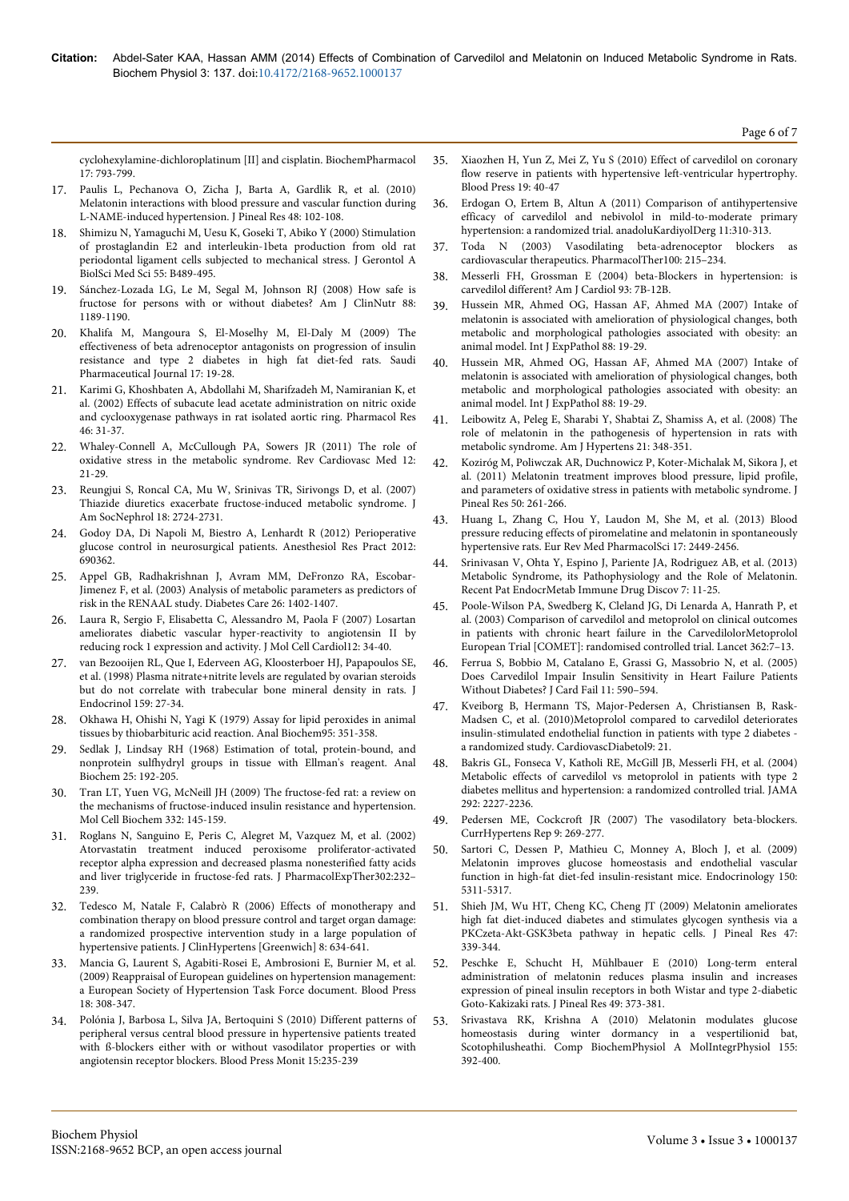cyclohexylamine-dichloroplatinum [II] and cisplatin. BiochemPharmacol 17: 793-799.

17. Paulis L, Pechanova O, Zicha J, Barta A, Gardlik R, et al. (2010) Melatonin interactions with blood pressure and vascular function during L-NAME-induced hypertension. J Pineal Res 48: 102-108.
18. Shimizu N, Yamaguchi M, Uesu K, Goseki T, Abiko Y (2000) Stimulation of prostaglandin E2 and interleukin-1beta production from old rat periodontal ligament cells subjected to mechanical stress. J Gerontol A BiolSci Med Sci 55: B489-495.
19. Sánchez-Lozada LG, Le M, Segal M, Johnson RJ (2008) How safe is fructose for persons with or without diabetes? Am J ClinNutr 88: 1189-1190.
20. Khalifa M, Mangoura S, El-Moselhy M, El-Daly M (2009) The effectiveness of beta adrenoceptor antagonists on progression of insulin resistance and type 2 diabetes in high fat diet-fed rats. Saudi Pharmaceutical Journal 17: 19-28.
21. Karimi G, Khoshbaten A, Abdollahi M, Sharifzadeh M, Namiranian K, et al. (2002) Effects of subacute lead acetate administration on nitric oxide and cyclooxygenase pathways in rat isolated aortic ring. Pharmacol Res 46: 31-37.
22. Whaley-Connell A, McCullough PA, Sowers JR (2011) The role of oxidative stress in the metabolic syndrome. Rev Cardiovasc Med 12: 21-29.
23. Reungjui S, Roncal CA, Mu W, Srinivas TR, Sirivongs D, et al. (2007) Thiazide diuretics exacerbate fructose-induced metabolic syndrome. J Am SocNephrol 18: 2724-2731.
24. Godoy DA, Di Napoli M, Biestro A, Lenhardt R (2012) Perioperative glucose control in neurosurgical patients. Anesthesiol Res Pract 2012: 690362.
25. Appel GB, Radhakrishnan J, Avram MM, DeFronzo RA, Escobar-Jimenez F, et al. (2003) Analysis of metabolic parameters as predictors of risk in the RENAAL study. Diabetes Care 26: 1402-1407.
26. Laura R, Sergio F, Elisabetta C, Alessandro M, Paola F (2007) Losartan ameliorates diabetic vascular hyper-reactivity to angiotensin II by reducing rock 1 expression and activity. J Mol Cell Cardiol12: 34-40.
27. van Bezooijen RL, Que I, Ederveen AG, Kloosterboer HJ, Papapoulos SE, et al. (1998) Plasma nitrate+nitrite levels are regulated by ovarian steroids but do not correlate with trabecular bone mineral density in rats. J Endocrinol 159: 27-34.
28. Okhawa H, Ohishi N, Yagi K (1979) Assay for lipid peroxides in animal tissues by thiobarbituric acid reaction. Anal Biochem95: 351-358.
29. Sedlak J, Lindsay RH (1968) Estimation of total, protein-bound, and nonprotein sulfhydryl groups in tissue with Ellman's reagent. Anal Biochem 25: 192-205.
30. Tran LT, Yuen VG, McNeill JH (2009) The fructose-fed rat: a review on the mechanisms of fructose-induced insulin resistance and hypertension. Mol Cell Biochem 332: 145-159.
31. Roglans N, Sanguino E, Peris C, Alegret M, Vazquez M, et al. (2002) Atorvastatin treatment induced peroxisome proliferator-activated receptor alpha expression and decreased plasma nonesterified fatty acids and liver triglyceride in fructose-fed rats. J PharmacolExpTher302:232–239.
32. Tedesco M, Natale F, Calabrò R (2006) Effects of monotherapy and combination therapy on blood pressure control and target organ damage: a randomized prospective intervention study in a large population of hypertensive patients. J ClinHypertens [Greenwich] 8: 634-641.
33. Mancia G, Laurent S, Agabiti-Rosei E, Ambrosioni E, Burnier M, et al. (2009) Reappraisal of European guidelines on hypertension management: a European Society of Hypertension Task Force document. Blood Press 18: 308-347.
34. Polónia J, Barbosa L, Silva JA, Bertoquini S (2010) Different patterns of peripheral versus central blood pressure in hypertensive patients treated with ß-blockers either with or without vasodilator properties or with angiotensin receptor blockers. Blood Press Monit 15:235-239
35. Xiaozhen H, Yun Z, Mei Z, Yu S (2010) Effect of carvedilol on coronary flow reserve in patients with hypertensive left-ventricular hypertrophy. Blood Press 19: 40-47
36. Erdogan O, Ertem B, Altun A (2011) Comparison of antihypertensive efficacy of carvedilol and nebivolol in mild-to-moderate primary hypertension: a randomized trial. anadoluKardiyolDerg 11:310-313.
37. Toda N (2003) Vasodilating beta-adrenoceptor blockers as cardiovascular therapeutics. PharmacolTher100: 215–234.
38. Messerli FH, Grossman E (2004) beta-Blockers in hypertension: is carvedilol different? Am J Cardiol 93: 7B-12B.
39. Hussein MR, Ahmed OG, Hassan AF, Ahmed MA (2007) Intake of melatonin is associated with amelioration of physiological changes, both metabolic and morphological pathologies associated with obesity: an animal model. Int J ExpPathol 88: 19-29.
40. Hussein MR, Ahmed OG, Hassan AF, Ahmed MA (2007) Intake of melatonin is associated with amelioration of physiological changes, both metabolic and morphological pathologies associated with obesity: an animal model. Int J ExpPathol 88: 19-29.
41. Leibowitz A, Peleg E, Sharabi Y, Shabtai Z, Shamiss A, et al. (2008) The role of melatonin in the pathogenesis of hypertension in rats with metabolic syndrome. Am J Hypertens 21: 348-351.
42. Kozirόg M, Poliwczak AR, Duchnowicz P, Koter-Michalak M, Sikora J, et al. (2011) Melatonin treatment improves blood pressure, lipid profile, and parameters of oxidative stress in patients with metabolic syndrome. J Pineal Res 50: 261-266.
43. Huang L, Zhang C, Hou Y, Laudon M, She M, et al. (2013) Blood pressure reducing effects of piromelatine and melatonin in spontaneously hypertensive rats. Eur Rev Med PharmacolSci 17: 2449-2456.
44. Srinivasan V, Ohta Y, Espino J, Pariente JA, Rodriguez AB, et al. (2013) Metabolic Syndrome, its Pathophysiology and the Role of Melatonin. Recent Pat EndocrMetab Immune Drug Discov 7: 11-25.
45. Poole-Wilson PA, Swedberg K, Cleland JG, Di Lenarda A, Hanrath P, et al. (2003) Comparison of carvedilol and metoprolol on clinical outcomes in patients with chronic heart failure in the CarvedilolorMetoprolol European Trial [COMET]: randomised controlled trial. Lancet 362:7–13.
46. Ferrua S, Bobbio M, Catalano E, Grassi G, Massobrio N, et al. (2005) Does Carvedilol Impair Insulin Sensitivity in Heart Failure Patients Without Diabetes? J Card Fail 11: 590–594.
47. Kveiborg B, Hermann TS, Major-Pedersen A, Christiansen B, Rask-Madsen C, et al. (2010)Metoprolol compared to carvedilol deteriorates insulin-stimulated endothelial function in patients with type 2 diabetes - a randomized study. CardiovascDiabetol9: 21.
48. Bakris GL, Fonseca V, Katholi RE, McGill JB, Messerli FH, et al. (2004) Metabolic effects of carvedilol vs metoprolol in patients with type 2 diabetes mellitus and hypertension: a randomized controlled trial. JAMA 292: 2227-2236.
49. Pedersen ME, Cockcroft JR (2007) The vasodilatory beta-blockers. CurrHypertens Rep 9: 269-277.
50. Sartori C, Dessen P, Mathieu C, Monney A, Bloch J, et al. (2009) Melatonin improves glucose homeostasis and endothelial vascular function in high-fat diet-fed insulin-resistant mice. Endocrinology 150: 5311-5317.
51. Shieh JM, Wu HT, Cheng KC, Cheng JT (2009) Melatonin ameliorates high fat diet-induced diabetes and stimulates glycogen synthesis via a PKCzeta-Akt-GSK3beta pathway in hepatic cells. J Pineal Res 47: 339-344.
52. Peschke E, Schucht H, Mühlbauer E (2010) Long-term enteral administration of melatonin reduces plasma insulin and increases expression of pineal insulin receptors in both Wistar and type 2-diabetic Goto-Kakizaki rats. J Pineal Res 49: 373-381.
53. Srivastava RK, Krishna A (2010) Melatonin modulates glucose homeostasis during winter dormancy in a vespertilionid bat, Scotophilusheathi. Comp BiochemPhysiol A MolIntegrPhysiol 155: 392-400.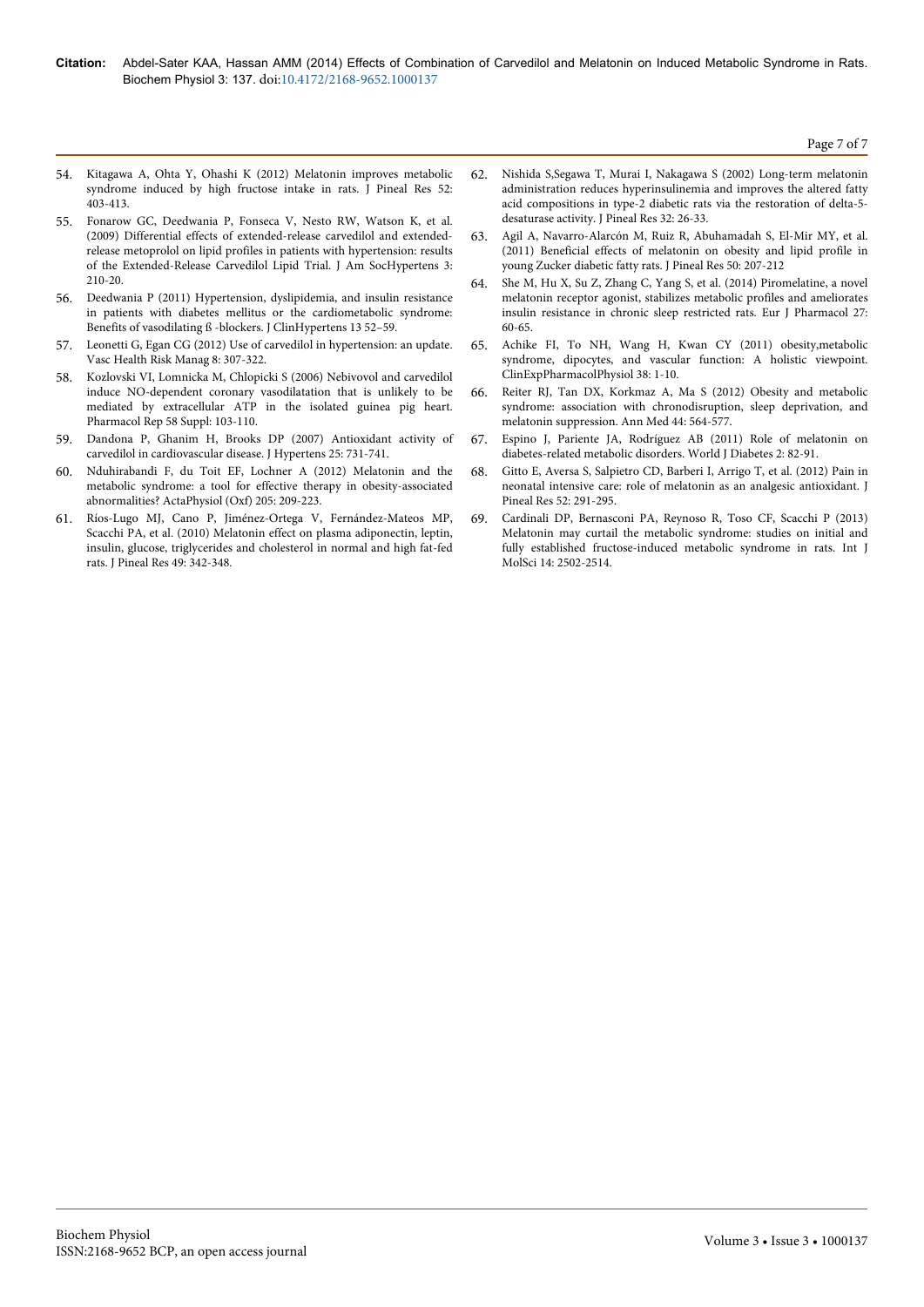54. Kitagawa A, Ohta Y, Ohashi K (2012) Melatonin improves metabolic syndrome induced by high fructose intake in rats. J Pineal Res 52: 403-413.
55. Fonarow GC, Deedwania P, Fonseca V, Nesto RW, Watson K, et al. (2009) Differential effects of extended-release carvedilol and extended-release metoprolol on lipid profiles in patients with hypertension: results of the Extended-Release Carvedilol Lipid Trial. J Am SocHypertens 3: 210-20.
56. Deedwania P (2011) Hypertension, dyslipidemia, and insulin resistance in patients with diabetes mellitus or the cardiometabolic syndrome: Benefits of vasodilating ß -blockers. J ClinHypertens 13 52–59.
57. Leonetti G, Egan CG (2012) Use of carvedilol in hypertension: an update. Vasc Health Risk Manag 8: 307-322.
58. Kozlovski VI, Lomnicka M, Chlopicki S (2006) Nebivovol and carvedilol induce NO-dependent coronary vasodilatation that is unlikely to be mediated by extracellular ATP in the isolated guinea pig heart. Pharmacol Rep 58 Suppl: 103-110.
59. Dandona P, Ghanim H, Brooks DP (2007) Antioxidant activity of carvedilol in cardiovascular disease. J Hypertens 25: 731-741.
60. Nduhirabandi F, du Toit EF, Lochner A (2012) Melatonin and the metabolic syndrome: a tool for effective therapy in obesity-associated abnormalities? ActaPhysiol (Oxf) 205: 209-223.
61. Ríos-Lugo MJ, Cano P, Jiménez-Ortega V, Fernández-Mateos MP, Scacchi PA, et al. (2010) Melatonin effect on plasma adiponectin, leptin, insulin, glucose, triglycerides and cholesterol in normal and high fat-fed rats. J Pineal Res 49: 342-348.
62. Nishida S,Segawa T, Murai I, Nakagawa S (2002) Long-term melatonin administration reduces hyperinsulinemia and improves the altered fatty acid compositions in type-2 diabetic rats via the restoration of delta-5-desaturase activity. J Pineal Res 32: 26-33.
63. Agil A, Navarro-Alarcón M, Ruiz R, Abuhamadah S, El-Mir MY, et al. (2011) Beneficial effects of melatonin on obesity and lipid profile in young Zucker diabetic fatty rats. J Pineal Res 50: 207-212
64. She M, Hu X, Su Z, Zhang C, Yang S, et al. (2014) Piromelatine, a novel melatonin receptor agonist, stabilizes metabolic profiles and ameliorates insulin resistance in chronic sleep restricted rats. Eur J Pharmacol 27: 60-65.
65. Achike FI, To NH, Wang H, Kwan CY (2011) obesity,metabolic syndrome, dipocytes, and vascular function: A holistic viewpoint. ClinExpPharmacolPhysiol 38: 1-10.
66. Reiter RJ, Tan DX, Korkmaz A, Ma S (2012) Obesity and metabolic syndrome: association with chronodisruption, sleep deprivation, and melatonin suppression. Ann Med 44: 564-577.
67. Espino J, Pariente JA, Rodríguez AB (2011) Role of melatonin on diabetes-related metabolic disorders. World J Diabetes 2: 82-91.
68. Gitto E, Aversa S, Salpietro CD, Barberi I, Arrigo T, et al. (2012) Pain in neonatal intensive care: role of melatonin as an analgesic antioxidant. J Pineal Res 52: 291-295.
69. Cardinali DP, Bernasconi PA, Reynoso R, Toso CF, Scacchi P (2013) Melatonin may curtail the metabolic syndrome: studies on initial and fully established fructose-induced metabolic syndrome in rats. Int J MolSci 14: 2502-2514.